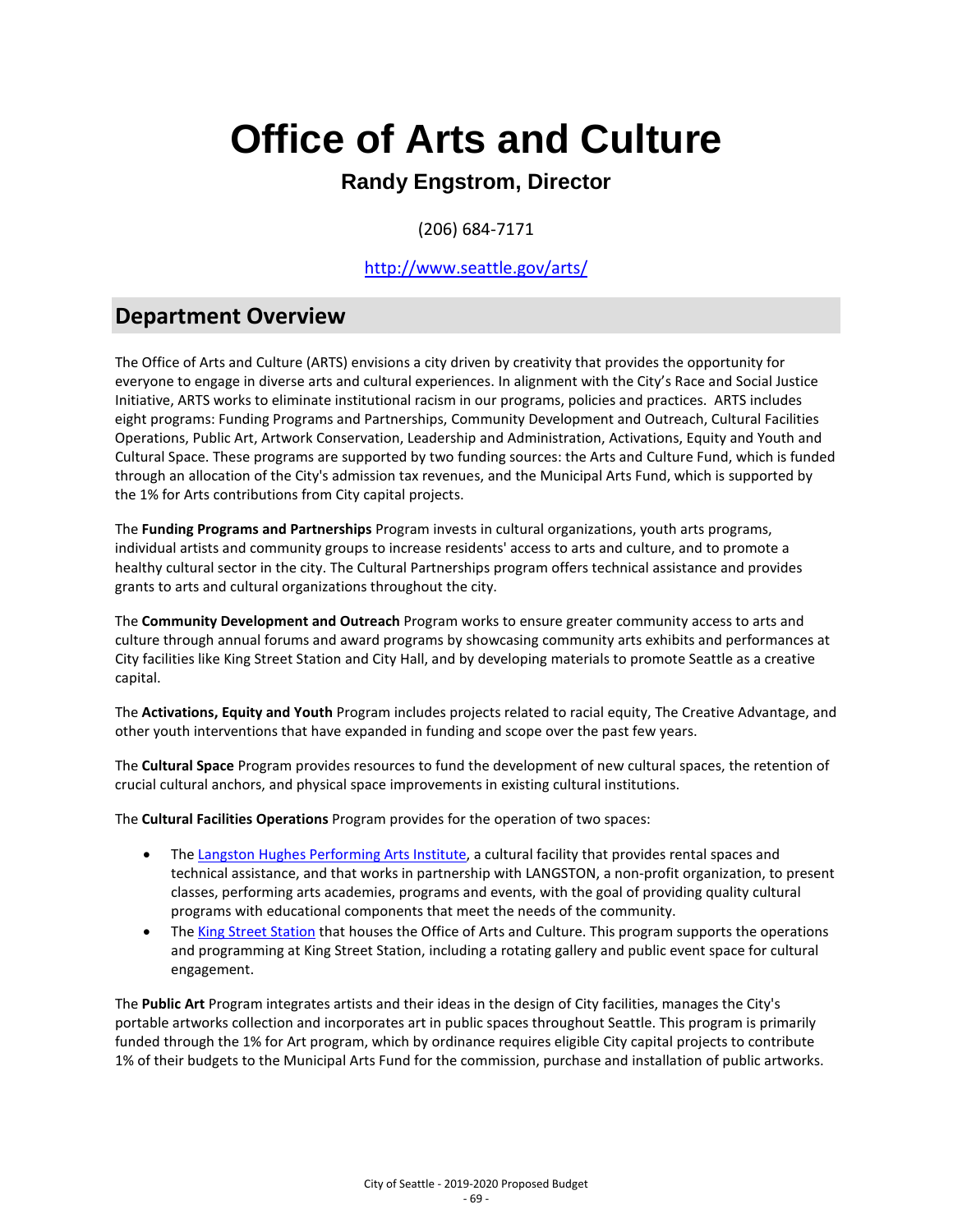# Office of Arts and Culture

### Randy Engstrom, Director

(206) 684-7171

[http://www.seattle.gov/arts/](http://www.seattle.gov/arts/)

## Department Overview

The Office of Arts and Culture (ARTS) envisions a city driven by creativity that provides the opportunity for everyone to engage in diverse arts and cultural experiences. In alignment with the City's Race and Social Justice Initiative, ARTS works to eliminate institutional racism in our programs, policies and practices. ARTS includes eight programs: Funding Programs and Partnerships, Community Development and Outreach, Cultural Facilities Operations, Public Art, Artwork Conservation, Leadership and Administration, Activations, Equity and Youth and Cultural Space. These programs are supported by two funding sources: the Arts and Culture Fund, which is funded through an allocation of the City's admission tax revenues, and the Municipal Arts Fund, which is supported by the 1% for Arts contributions from City capital projects.

The **Funding Programs and Partnerships** Program invests in cultural organizations, youth arts programs, individual artists and community groups to increase residents' access to arts and culture, and to promote a healthy cultural sector in the city. The Cultural Partnerships program offers technical assistance and provides grants to arts and cultural organizations throughout the city.

The **Community Development and Outreach** Program works to ensure greater community access to arts and culture through annual forums and award programs by showcasing community arts exhibits and performances at City facilities like King Street Station and City Hall, and by developing materials to promote Seattle as a creative capital.

The **Activations, Equity and Youth** Program includes projects related to racial equity, The Creative Advantage, and other youth interventions that have expanded in funding and scope over the past few years.

The **Cultural Space** Program provides resources to fund the development of new cultural spaces, the retention of crucial cultural anchors, and physical space improvements in existing cultural institutions.

The **Cultural Facilities Operations** Program provides for the operation of two spaces:

- The Langston Hughes Performing Arts Institute, a cultural facility that provides rental spaces and technical assistance, and that works in partnership with LANGSTON, a non-profit organization, to present classes, performing arts academies, programs and events, with the goal of providing quality cultural programs with educational components that meet the needs of the community.
- The King Street Station that houses the Office of Arts and Culture. This program supports the operations and programming at King Street Station, including a rotating gallery and public event space for cultural engagement.

The **Public Art** Program integrates artists and their ideas in the design of City facilities, manages the City's portable artworks collection and incorporates art in public spaces throughout Seattle. This program is primarily funded through the 1% for Art program, which by ordinance requires eligible City capital projects to contribute 1% of their budgets to the Municipal Arts Fund for the commission, purchase and installation of public artworks.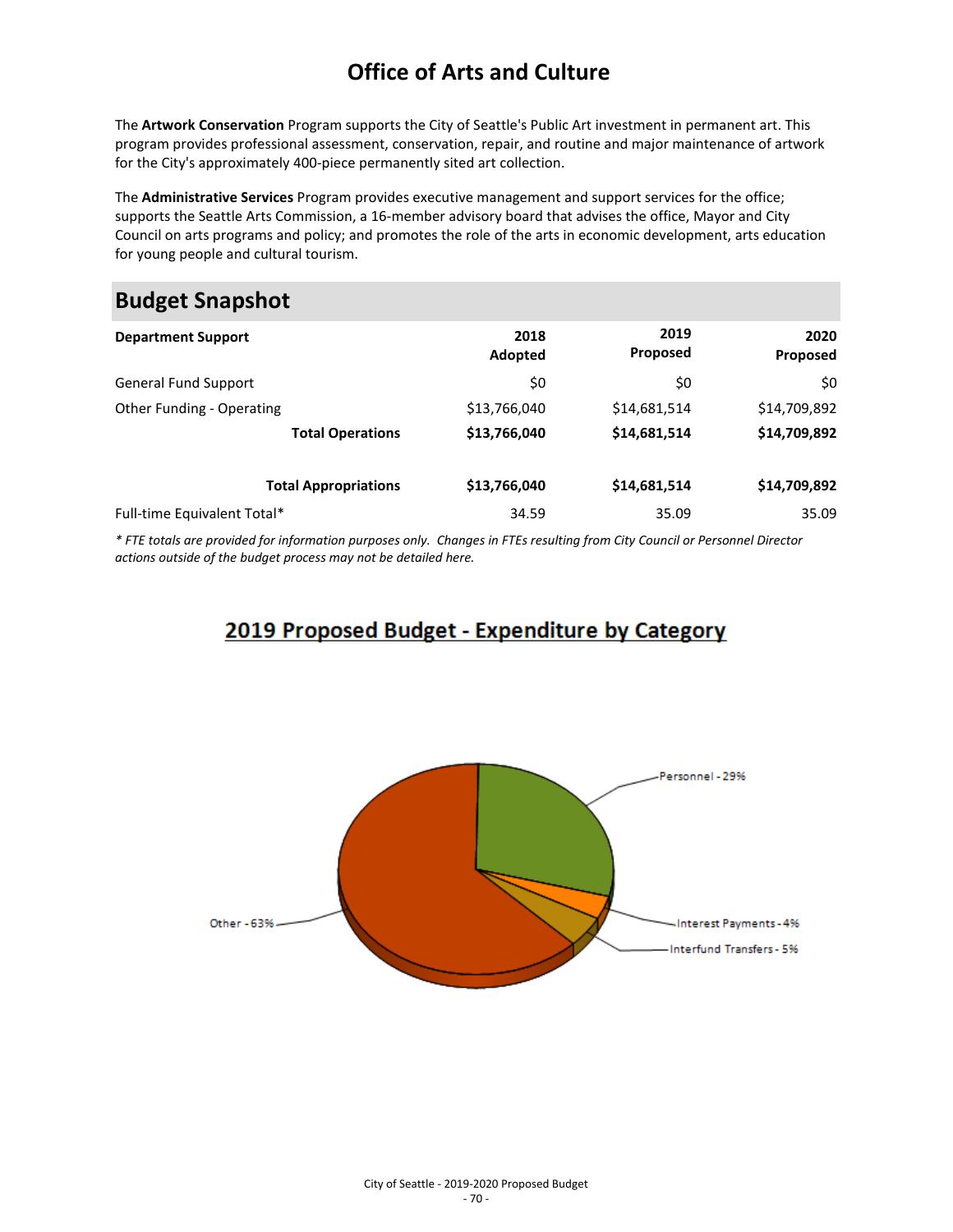# Office of Arts and Culture

The **Artwork Conservation** Program supports the City of Seattle's Public Art investment in permanent art. This program provides professional assessment, conservation, repair, and routine and major maintenance of artwork for the City's approximately 400-piece permanently sited art collection.

The **Administrative Services** Program provides executive management and support services for the office; supports the Seattle Arts Commission, a 16-member advisory board that advises the office, Mayor and City Council on arts programs and policy; and promotes the role of the arts in economic development, arts education for young people and cultural tourism.

## Budget Snapshot

| Department Support | 2018 Adopted | 2019 Proposed | 2020 Proposed |
|---|---|---|---|
| General Fund Support | $0 | $0 | $0 |
| Other Funding - Operating | $13,766,040 | $14,681,514 | $14,709,892 |
| **Total Operations** | **$13,766,040** | **$14,681,514** | **$14,709,892** |
| **Total Appropriations** | **$13,766,040** | **$14,681,514** | **$14,709,892** |
| Full-time Equivalent Total* | 34.59 | 35.09 | 35.09 |

*\* FTE totals are provided for information purposes only. Changes in FTEs resulting from City Council or Personnel Director actions outside of the budget process may not be detailed here.*

## 2019 Proposed Budget - Expenditure by Category

Personnel - 29%

Interest Payments - 4%

Interfund Transfers - 5%

Other - 63%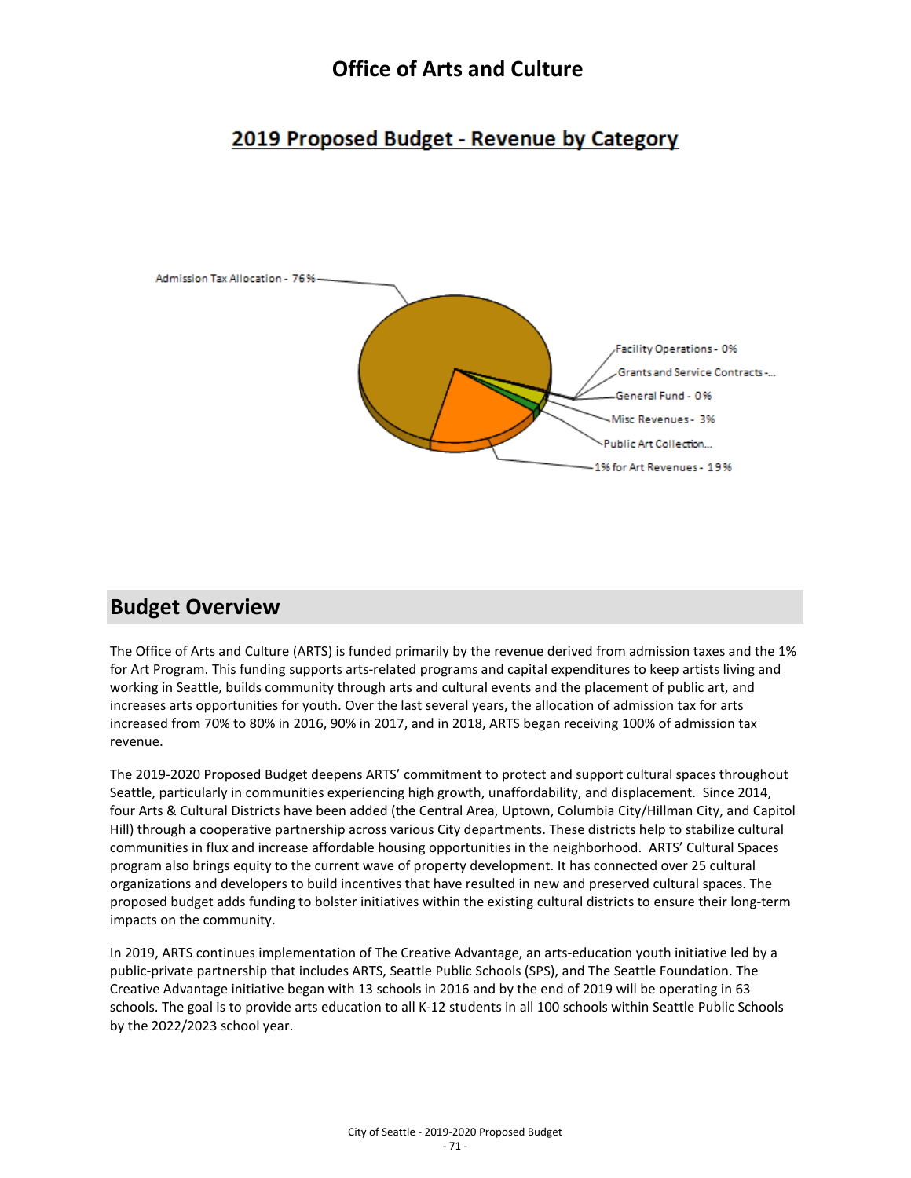# Office of Arts and Culture

## 2019 Proposed Budget - Revenue by Category

Admission Tax Allocation - 76%

Facility Operations - 0%

Grants and Service Contracts -...

General Fund - 0%

Misc Revenues - 3%

Public Art Collection...

1% for Art Revenues - 19%

## Budget Overview

The Office of Arts and Culture (ARTS) is funded primarily by the revenue derived from admission taxes and the 1% for Art Program. This funding supports arts-related programs and capital expenditures to keep artists living and working in Seattle, builds community through arts and cultural events and the placement of public art, and increases arts opportunities for youth. Over the last several years, the allocation of admission tax for arts increased from 70% to 80% in 2016, 90% in 2017, and in 2018, ARTS began receiving 100% of admission tax revenue.

The 2019-2020 Proposed Budget deepens ARTS' commitment to protect and support cultural spaces throughout Seattle, particularly in communities experiencing high growth, unaffordability, and displacement. Since 2014, four Arts & Cultural Districts have been added (the Central Area, Uptown, Columbia City/Hillman City, and Capitol Hill) through a cooperative partnership across various City departments. These districts help to stabilize cultural communities in flux and increase affordable housing opportunities in the neighborhood. ARTS' Cultural Spaces program also brings equity to the current wave of property development. It has connected over 25 cultural organizations and developers to build incentives that have resulted in new and preserved cultural spaces. The proposed budget adds funding to bolster initiatives within the existing cultural districts to ensure their long-term impacts on the community.

In 2019, ARTS continues implementation of The Creative Advantage, an arts-education youth initiative led by a public-private partnership that includes ARTS, Seattle Public Schools (SPS), and The Seattle Foundation. The Creative Advantage initiative began with 13 schools in 2016 and by the end of 2019 will be operating in 63 schools. The goal is to provide arts education to all K-12 students in all 100 schools within Seattle Public Schools by the 2022/2023 school year.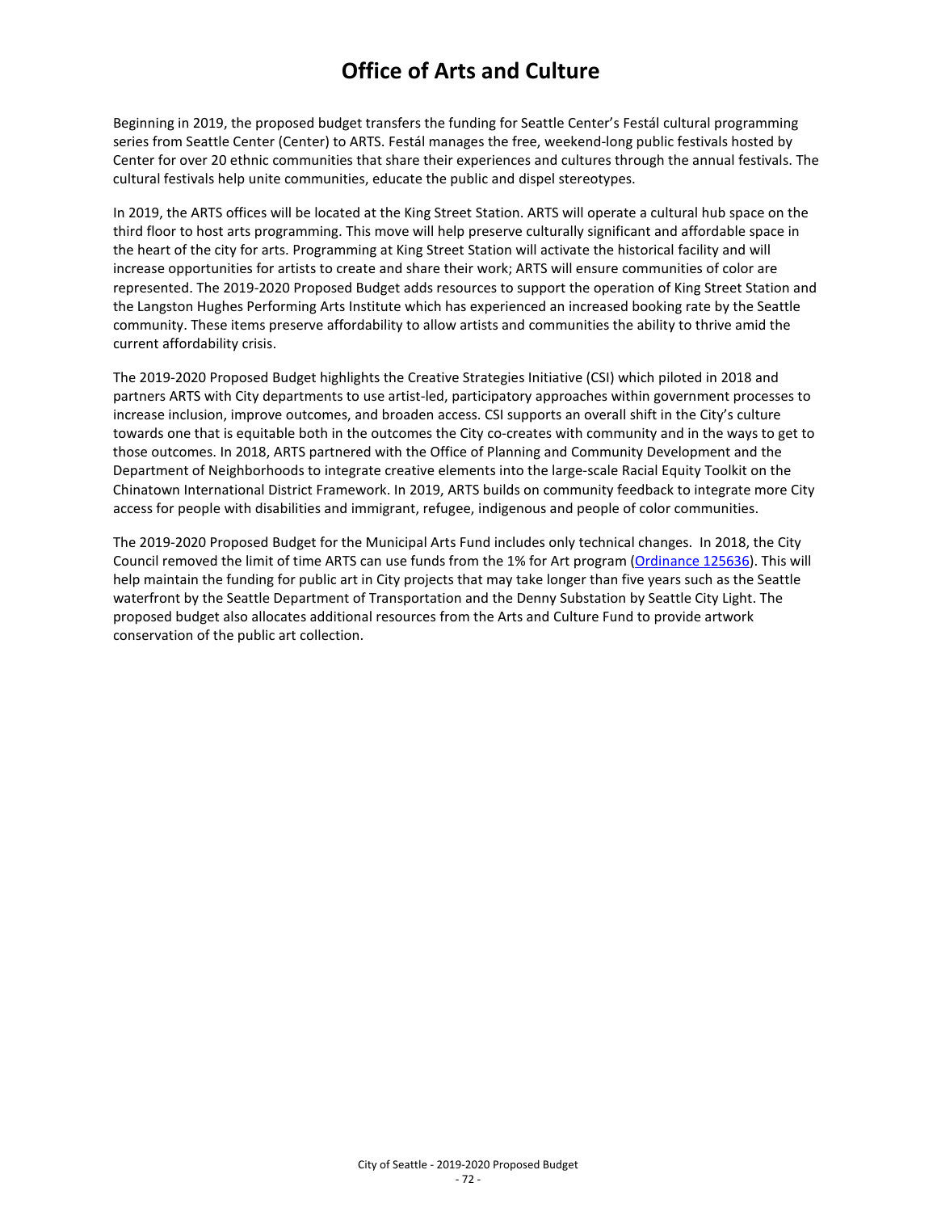# Office of Arts and Culture

Beginning in 2019, the proposed budget transfers the funding for Seattle Center's Festál cultural programming series from Seattle Center (Center) to ARTS. Festál manages the free, weekend-long public festivals hosted by Center for over 20 ethnic communities that share their experiences and cultures through the annual festivals. The cultural festivals help unite communities, educate the public and dispel stereotypes.

In 2019, the ARTS offices will be located at the King Street Station. ARTS will operate a cultural hub space on the third floor to host arts programming. This move will help preserve culturally significant and affordable space in the heart of the city for arts. Programming at King Street Station will activate the historical facility and will increase opportunities for artists to create and share their work; ARTS will ensure communities of color are represented. The 2019-2020 Proposed Budget adds resources to support the operation of King Street Station and the Langston Hughes Performing Arts Institute which has experienced an increased booking rate by the Seattle community. These items preserve affordability to allow artists and communities the ability to thrive amid the current affordability crisis.

The 2019-2020 Proposed Budget highlights the Creative Strategies Initiative (CSI) which piloted in 2018 and partners ARTS with City departments to use artist-led, participatory approaches within government processes to increase inclusion, improve outcomes, and broaden access. CSI supports an overall shift in the City's culture towards one that is equitable both in the outcomes the City co-creates with community and in the ways to get to those outcomes. In 2018, ARTS partnered with the Office of Planning and Community Development and the Department of Neighborhoods to integrate creative elements into the large-scale Racial Equity Toolkit on the Chinatown International District Framework. In 2019, ARTS builds on community feedback to integrate more City access for people with disabilities and immigrant, refugee, indigenous and people of color communities.

The 2019-2020 Proposed Budget for the Municipal Arts Fund includes only technical changes. In 2018, the City Council removed the limit of time ARTS can use funds from the 1% for Art program (Ordinance 125636). This will help maintain the funding for public art in City projects that may take longer than five years such as the Seattle waterfront by the Seattle Department of Transportation and the Denny Substation by Seattle City Light. The proposed budget also allocates additional resources from the Arts and Culture Fund to provide artwork conservation of the public art collection.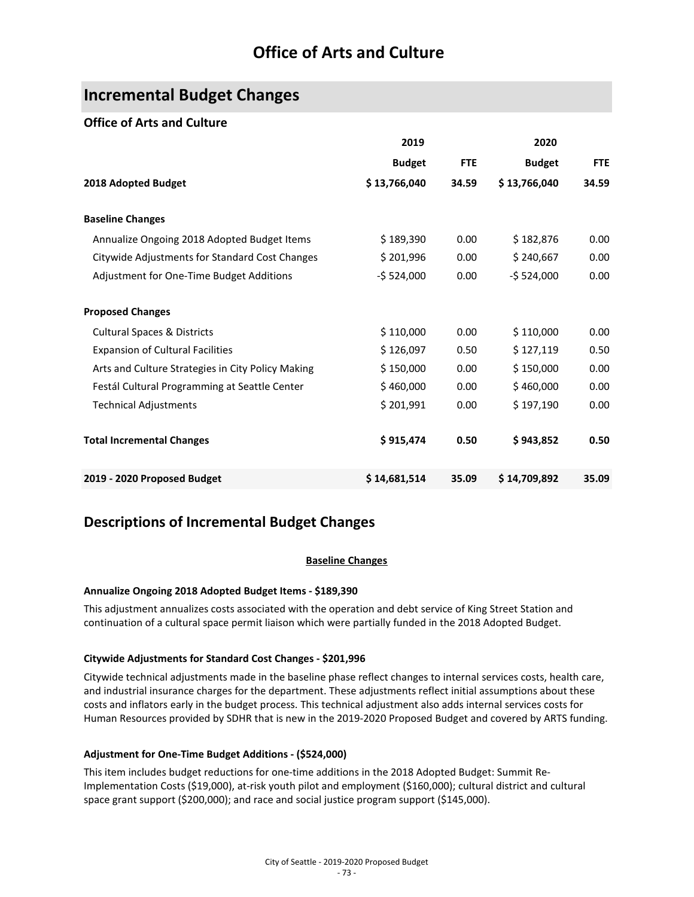# Office of Arts and Culture

## Incremental Budget Changes

### Office of Arts and Culture

| | 2019 | | 2020 | |
|---|---|---|---|---|
| | **Budget** | **FTE** | **Budget** | **FTE** |
| **2018 Adopted Budget** | **$ 13,766,040** | **34.59** | **$ 13,766,040** | **34.59** |
| **Baseline Changes** | | | | |
| Annualize Ongoing 2018 Adopted Budget Items | $ 189,390 | 0.00 | $ 182,876 | 0.00 |
| Citywide Adjustments for Standard Cost Changes | $ 201,996 | 0.00 | $ 240,667 | 0.00 |
| Adjustment for One-Time Budget Additions | -$ 524,000 | 0.00 | -$ 524,000 | 0.00 |
| **Proposed Changes** | | | | |
| Cultural Spaces & Districts | $ 110,000 | 0.00 | $ 110,000 | 0.00 |
| Expansion of Cultural Facilities | $ 126,097 | 0.50 | $ 127,119 | 0.50 |
| Arts and Culture Strategies in City Policy Making | $ 150,000 | 0.00 | $ 150,000 | 0.00 |
| Festál Cultural Programming at Seattle Center | $ 460,000 | 0.00 | $ 460,000 | 0.00 |
| Technical Adjustments | $ 201,991 | 0.00 | $ 197,190 | 0.00 |
| **Total Incremental Changes** | **$ 915,474** | **0.50** | **$ 943,852** | **0.50** |
| **2019 - 2020 Proposed Budget** | **$ 14,681,514** | **35.09** | **$ 14,709,892** | **35.09** |

## Descriptions of Incremental Budget Changes

**Baseline Changes**

**Annualize Ongoing 2018 Adopted Budget Items - $189,390**

This adjustment annualizes costs associated with the operation and debt service of King Street Station and continuation of a cultural space permit liaison which were partially funded in the 2018 Adopted Budget.

**Citywide Adjustments for Standard Cost Changes - $201,996**

Citywide technical adjustments made in the baseline phase reflect changes to internal services costs, health care, and industrial insurance charges for the department. These adjustments reflect initial assumptions about these costs and inflators early in the budget process. This technical adjustment also adds internal services costs for Human Resources provided by SDHR that is new in the 2019-2020 Proposed Budget and covered by ARTS funding.

**Adjustment for One-Time Budget Additions - ($524,000)**

This item includes budget reductions for one-time additions in the 2018 Adopted Budget: Summit Re-Implementation Costs ($19,000), at-risk youth pilot and employment ($160,000); cultural district and cultural space grant support ($200,000); and race and social justice program support ($145,000).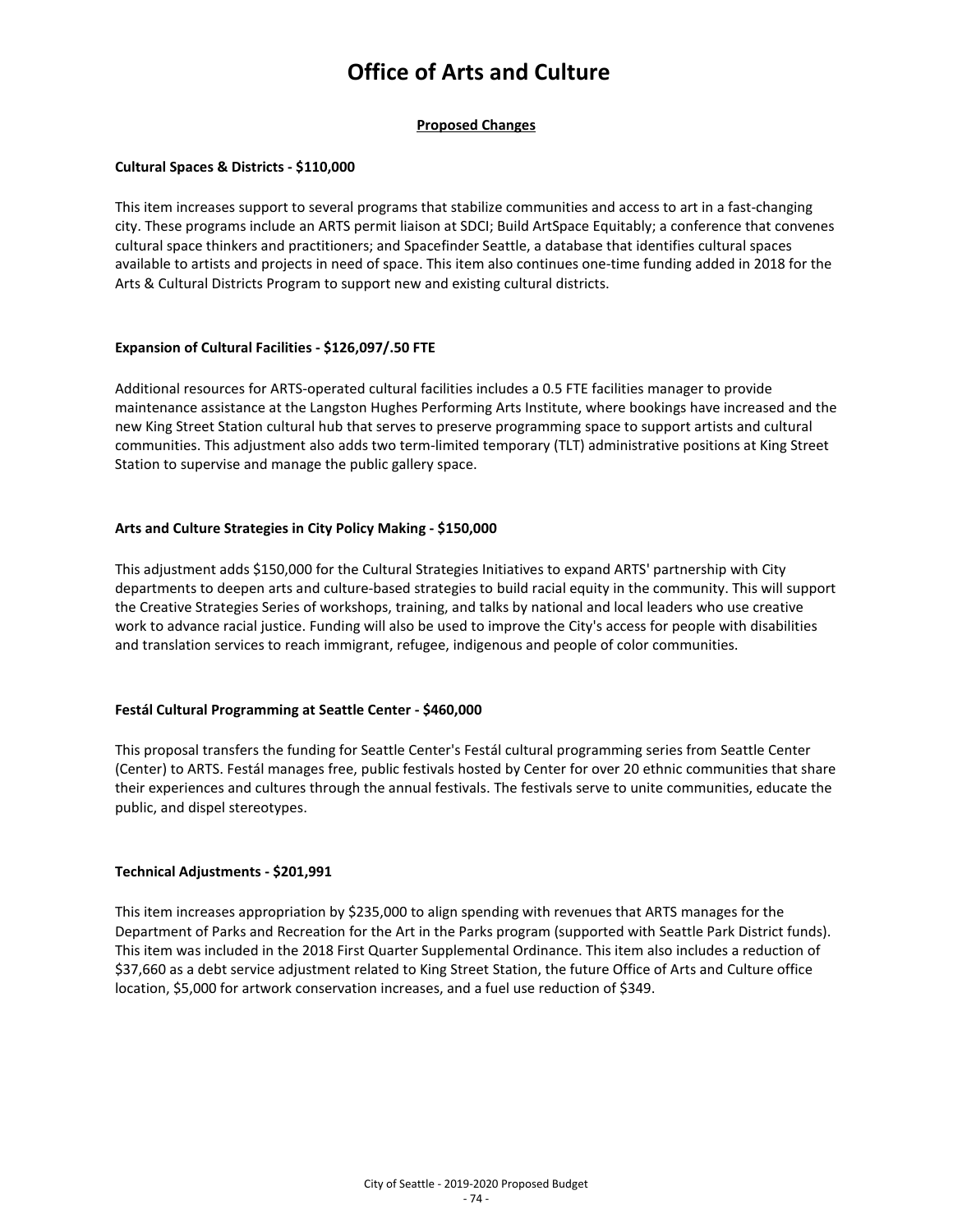# Office of Arts and Culture

## Proposed Changes

**Cultural Spaces & Districts - $110,000**

This item increases support to several programs that stabilize communities and access to art in a fast-changing city. These programs include an ARTS permit liaison at SDCI; Build ArtSpace Equitably; a conference that convenes cultural space thinkers and practitioners; and Spacefinder Seattle, a database that identifies cultural spaces available to artists and projects in need of space. This item also continues one-time funding added in 2018 for the Arts & Cultural Districts Program to support new and existing cultural districts.

**Expansion of Cultural Facilities - $126,097/.50 FTE**

Additional resources for ARTS-operated cultural facilities includes a 0.5 FTE facilities manager to provide maintenance assistance at the Langston Hughes Performing Arts Institute, where bookings have increased and the new King Street Station cultural hub that serves to preserve programming space to support artists and cultural communities. This adjustment also adds two term-limited temporary (TLT) administrative positions at King Street Station to supervise and manage the public gallery space.

**Arts and Culture Strategies in City Policy Making - $150,000**

This adjustment adds $150,000 for the Cultural Strategies Initiatives to expand ARTS' partnership with City departments to deepen arts and culture-based strategies to build racial equity in the community. This will support the Creative Strategies Series of workshops, training, and talks by national and local leaders who use creative work to advance racial justice. Funding will also be used to improve the City's access for people with disabilities and translation services to reach immigrant, refugee, indigenous and people of color communities.

**Festál Cultural Programming at Seattle Center - $460,000**

This proposal transfers the funding for Seattle Center's Festál cultural programming series from Seattle Center (Center) to ARTS. Festál manages free, public festivals hosted by Center for over 20 ethnic communities that share their experiences and cultures through the annual festivals. The festivals serve to unite communities, educate the public, and dispel stereotypes.

**Technical Adjustments - $201,991**

This item increases appropriation by $235,000 to align spending with revenues that ARTS manages for the Department of Parks and Recreation for the Art in the Parks program (supported with Seattle Park District funds). This item was included in the 2018 First Quarter Supplemental Ordinance. This item also includes a reduction of $37,660 as a debt service adjustment related to King Street Station, the future Office of Arts and Culture office location, $5,000 for artwork conservation increases, and a fuel use reduction of $349.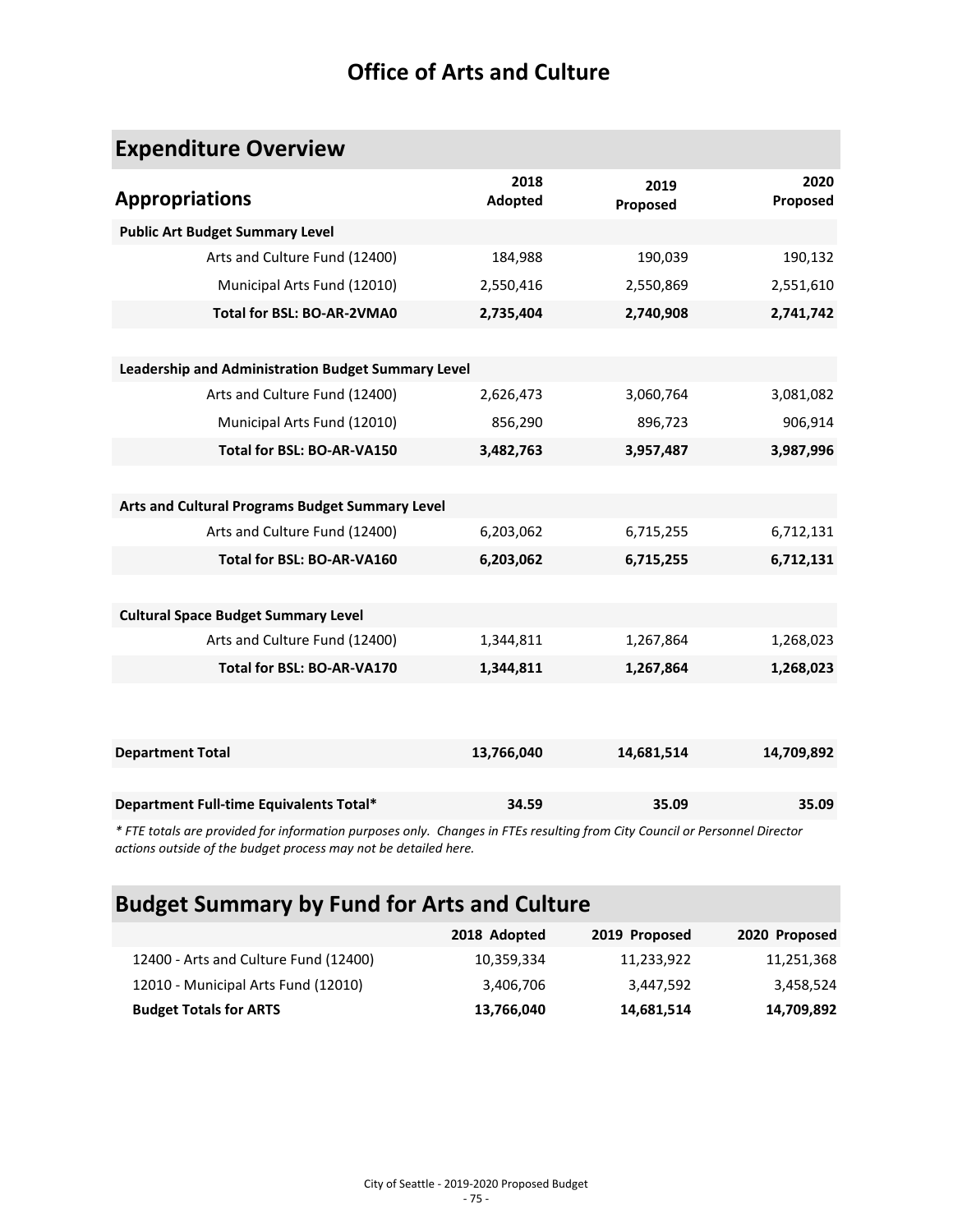# Office of Arts and Culture

## Expenditure Overview

| Appropriations | 2018 Adopted | 2019 Proposed | 2020 Proposed |
|---|---|---|---|
| **Public Art Budget Summary Level** | | | |
| Arts and Culture Fund (12400) | 184,988 | 190,039 | 190,132 |
| Municipal Arts Fund (12010) | 2,550,416 | 2,550,869 | 2,551,610 |
| **Total for BSL: BO-AR-2VMA0** | **2,735,404** | **2,740,908** | **2,741,742** |
| **Leadership and Administration Budget Summary Level** | | | |
| Arts and Culture Fund (12400) | 2,626,473 | 3,060,764 | 3,081,082 |
| Municipal Arts Fund (12010) | 856,290 | 896,723 | 906,914 |
| **Total for BSL: BO-AR-VA150** | **3,482,763** | **3,957,487** | **3,987,996** |
| **Arts and Cultural Programs Budget Summary Level** | | | |
| Arts and Culture Fund (12400) | 6,203,062 | 6,715,255 | 6,712,131 |
| **Total for BSL: BO-AR-VA160** | **6,203,062** | **6,715,255** | **6,712,131** |
| **Cultural Space Budget Summary Level** | | | |
| Arts and Culture Fund (12400) | 1,344,811 | 1,267,864 | 1,268,023 |
| **Total for BSL: BO-AR-VA170** | **1,344,811** | **1,267,864** | **1,268,023** |
| **Department Total** | **13,766,040** | **14,681,514** | **14,709,892** |
| **Department Full-time Equivalents Total*** | **34.59** | **35.09** | **35.09** |

*\* FTE totals are provided for information purposes only. Changes in FTEs resulting from City Council or Personnel Director actions outside of the budget process may not be detailed here.*

## Budget Summary by Fund for Arts and Culture

| | 2018 Adopted | 2019 Proposed | 2020 Proposed |
|---|---|---|---|
| 12400 - Arts and Culture Fund (12400) | 10,359,334 | 11,233,922 | 11,251,368 |
| 12010 - Municipal Arts Fund (12010) | 3,406,706 | 3,447,592 | 3,458,524 |
| **Budget Totals for ARTS** | **13,766,040** | **14,681,514** | **14,709,892** |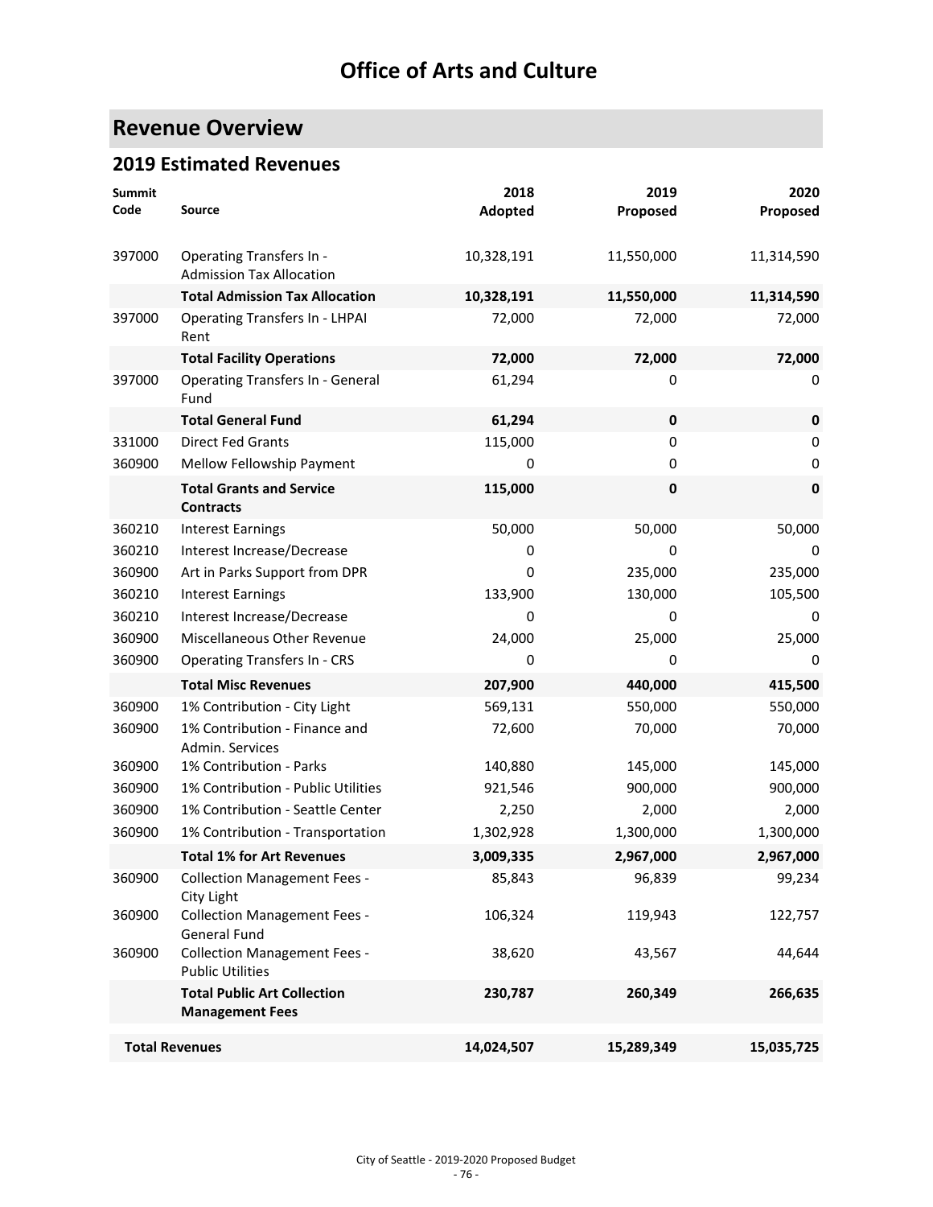# Office of Arts and Culture

## Revenue Overview

### 2019 Estimated Revenues

| Summit Code | Source | 2018 Adopted | 2019 Proposed | 2020 Proposed |
|---|---|---|---|---|
| 397000 | Operating Transfers In - Admission Tax Allocation | 10,328,191 | 11,550,000 | 11,314,590 |
| | **Total Admission Tax Allocation** | **10,328,191** | **11,550,000** | **11,314,590** |
| 397000 | Operating Transfers In - LHPAI Rent | 72,000 | 72,000 | 72,000 |
| | **Total Facility Operations** | **72,000** | **72,000** | **72,000** |
| 397000 | Operating Transfers In - General Fund | 61,294 | 0 | 0 |
| | **Total General Fund** | **61,294** | **0** | **0** |
| 331000 | Direct Fed Grants | 115,000 | 0 | 0 |
| 360900 | Mellow Fellowship Payment | 0 | 0 | 0 |
| | **Total Grants and Service Contracts** | **115,000** | **0** | **0** |
| 360210 | Interest Earnings | 50,000 | 50,000 | 50,000 |
| 360210 | Interest Increase/Decrease | 0 | 0 | 0 |
| 360900 | Art in Parks Support from DPR | 0 | 235,000 | 235,000 |
| 360210 | Interest Earnings | 133,900 | 130,000 | 105,500 |
| 360210 | Interest Increase/Decrease | 0 | 0 | 0 |
| 360900 | Miscellaneous Other Revenue | 24,000 | 25,000 | 25,000 |
| 360900 | Operating Transfers In - CRS | 0 | 0 | 0 |
| | **Total Misc Revenues** | **207,900** | **440,000** | **415,500** |
| 360900 | 1% Contribution - City Light | 569,131 | 550,000 | 550,000 |
| 360900 | 1% Contribution - Finance and Admin. Services | 72,600 | 70,000 | 70,000 |
| 360900 | 1% Contribution - Parks | 140,880 | 145,000 | 145,000 |
| 360900 | 1% Contribution - Public Utilities | 921,546 | 900,000 | 900,000 |
| 360900 | 1% Contribution - Seattle Center | 2,250 | 2,000 | 2,000 |
| 360900 | 1% Contribution - Transportation | 1,302,928 | 1,300,000 | 1,300,000 |
| | **Total 1% for Art Revenues** | **3,009,335** | **2,967,000** | **2,967,000** |
| 360900 | Collection Management Fees - City Light | 85,843 | 96,839 | 99,234 |
| 360900 | Collection Management Fees - General Fund | 106,324 | 119,943 | 122,757 |
| 360900 | Collection Management Fees - Public Utilities | 38,620 | 43,567 | 44,644 |
| | **Total Public Art Collection Management Fees** | **230,787** | **260,349** | **266,635** |
| **Total Revenues** | | **14,024,507** | **15,289,349** | **15,035,725** |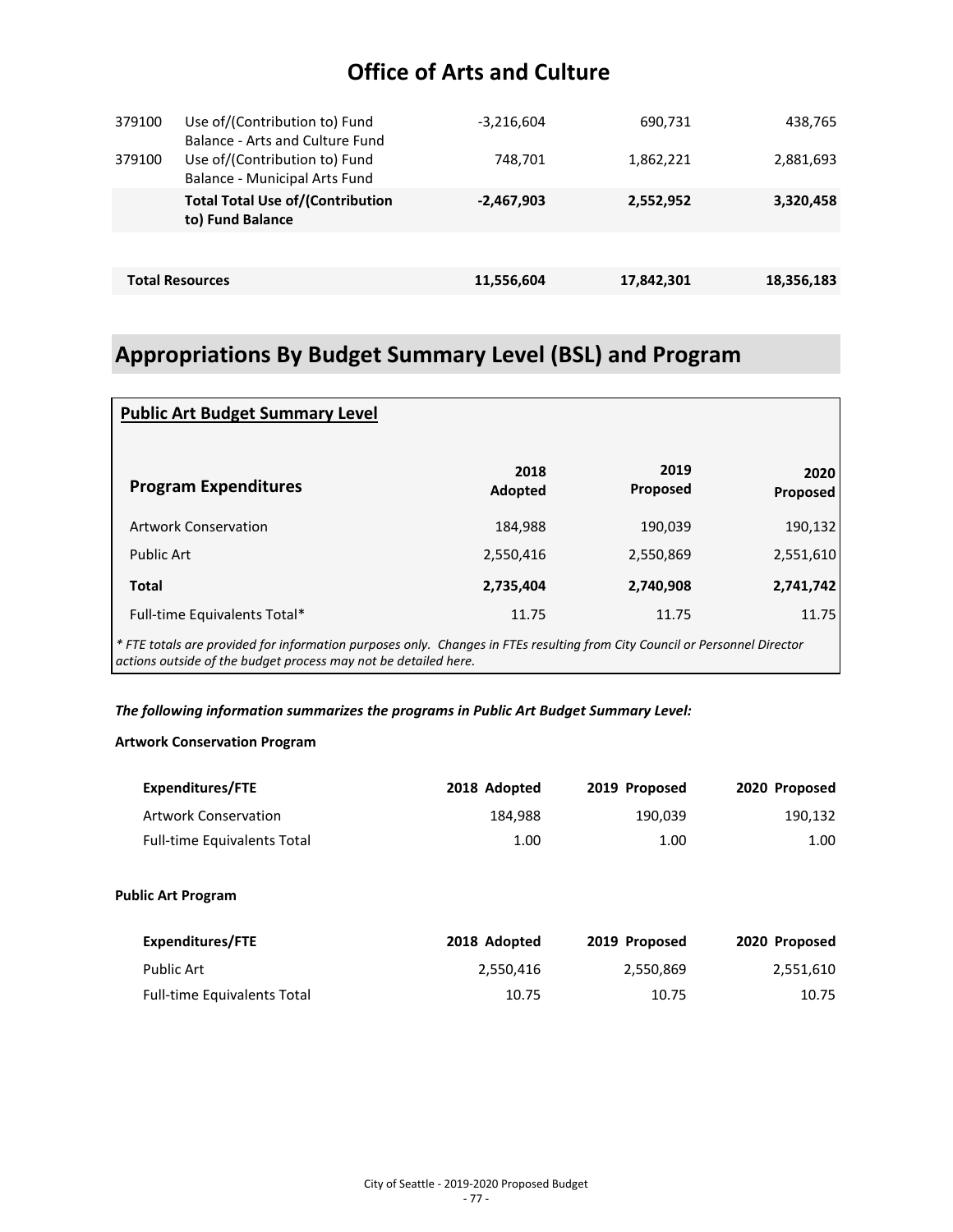# Office of Arts and Culture

| | | | | |
|---|---|---|---|---|
| 379100 | Use of/(Contribution to) Fund Balance - Arts and Culture Fund | -3,216,604 | 690,731 | 438,765 |
| 379100 | Use of/(Contribution to) Fund Balance - Municipal Arts Fund | 748,701 | 1,862,221 | 2,881,693 |
| | **Total Total Use of/(Contribution to) Fund Balance** | **-2,467,903** | **2,552,952** | **3,320,458** |
| | | | | |
| **Total Resources** | | **11,556,604** | **17,842,301** | **18,356,183** |

## Appropriations By Budget Summary Level (BSL) and Program

### Public Art Budget Summary Level

| Program Expenditures | 2018 Adopted | 2019 Proposed | 2020 Proposed |
|---|---|---|---|
| Artwork Conservation | 184,988 | 190,039 | 190,132 |
| Public Art | 2,550,416 | 2,550,869 | 2,551,610 |
| **Total** | **2,735,404** | **2,740,908** | **2,741,742** |
| Full-time Equivalents Total* | 11.75 | 11.75 | 11.75 |

*\* FTE totals are provided for information purposes only. Changes in FTEs resulting from City Council or Personnel Director actions outside of the budget process may not be detailed here.*

***The following information summarizes the programs in Public Art Budget Summary Level:***

**Artwork Conservation Program**

| Expenditures/FTE | 2018 Adopted | 2019 Proposed | 2020 Proposed |
|---|---|---|---|
| Artwork Conservation | 184,988 | 190,039 | 190,132 |
| Full-time Equivalents Total | 1.00 | 1.00 | 1.00 |

**Public Art Program**

| Expenditures/FTE | 2018 Adopted | 2019 Proposed | 2020 Proposed |
|---|---|---|---|
| Public Art | 2,550,416 | 2,550,869 | 2,551,610 |
| Full-time Equivalents Total | 10.75 | 10.75 | 10.75 |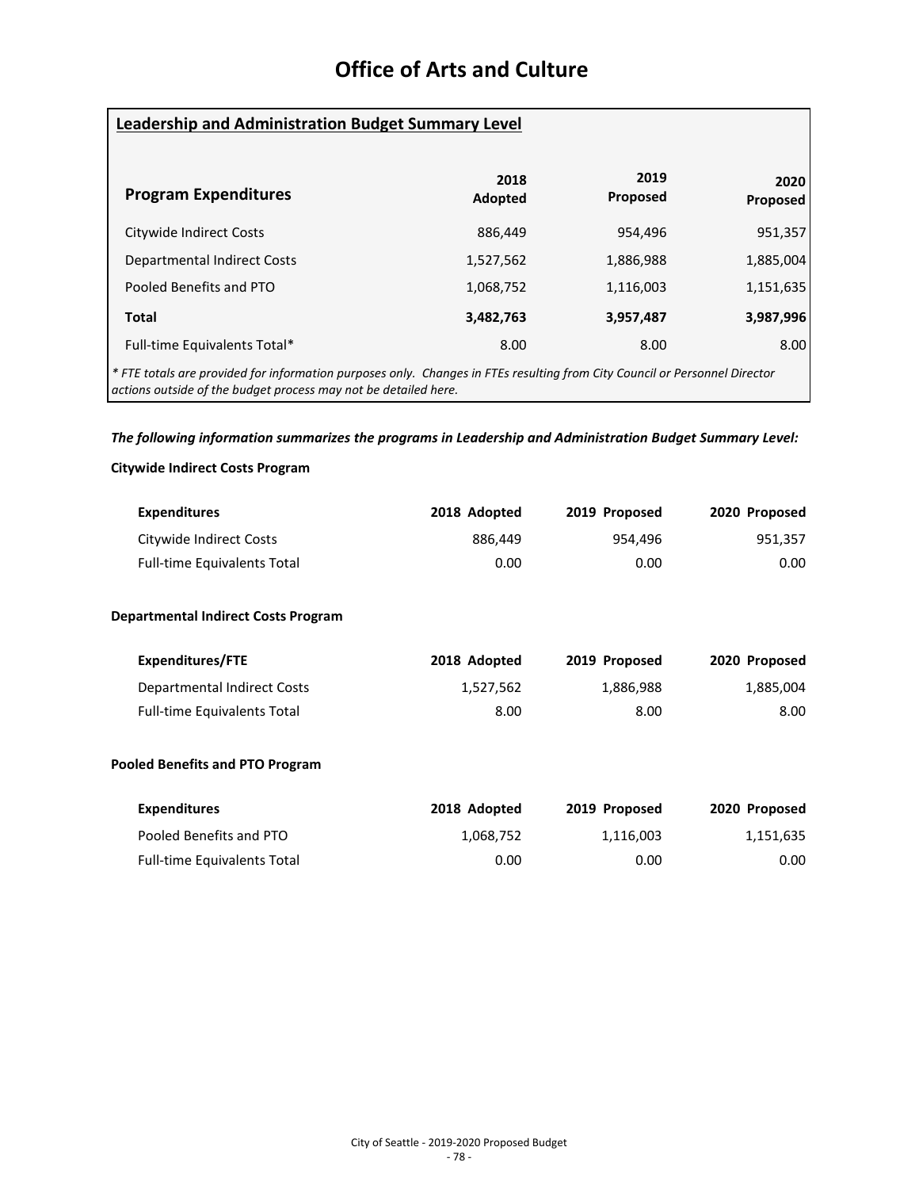# Office of Arts and Culture

## Leadership and Administration Budget Summary Level

| Program Expenditures | 2018 Adopted | 2019 Proposed | 2020 Proposed |
|---|---|---|---|
| Citywide Indirect Costs | 886,449 | 954,496 | 951,357 |
| Departmental Indirect Costs | 1,527,562 | 1,886,988 | 1,885,004 |
| Pooled Benefits and PTO | 1,068,752 | 1,116,003 | 1,151,635 |
| **Total** | **3,482,763** | **3,957,487** | **3,987,996** |
| Full-time Equivalents Total* | 8.00 | 8.00 | 8.00 |

*\* FTE totals are provided for information purposes only. Changes in FTEs resulting from City Council or Personnel Director actions outside of the budget process may not be detailed here.*

***The following information summarizes the programs in Leadership and Administration Budget Summary Level:***

**Citywide Indirect Costs Program**

| Expenditures | 2018 Adopted | 2019 Proposed | 2020 Proposed |
|---|---|---|---|
| Citywide Indirect Costs | 886,449 | 954,496 | 951,357 |
| Full-time Equivalents Total | 0.00 | 0.00 | 0.00 |

**Departmental Indirect Costs Program**

| Expenditures/FTE | 2018 Adopted | 2019 Proposed | 2020 Proposed |
|---|---|---|---|
| Departmental Indirect Costs | 1,527,562 | 1,886,988 | 1,885,004 |
| Full-time Equivalents Total | 8.00 | 8.00 | 8.00 |

**Pooled Benefits and PTO Program**

| Expenditures | 2018 Adopted | 2019 Proposed | 2020 Proposed |
|---|---|---|---|
| Pooled Benefits and PTO | 1,068,752 | 1,116,003 | 1,151,635 |
| Full-time Equivalents Total | 0.00 | 0.00 | 0.00 |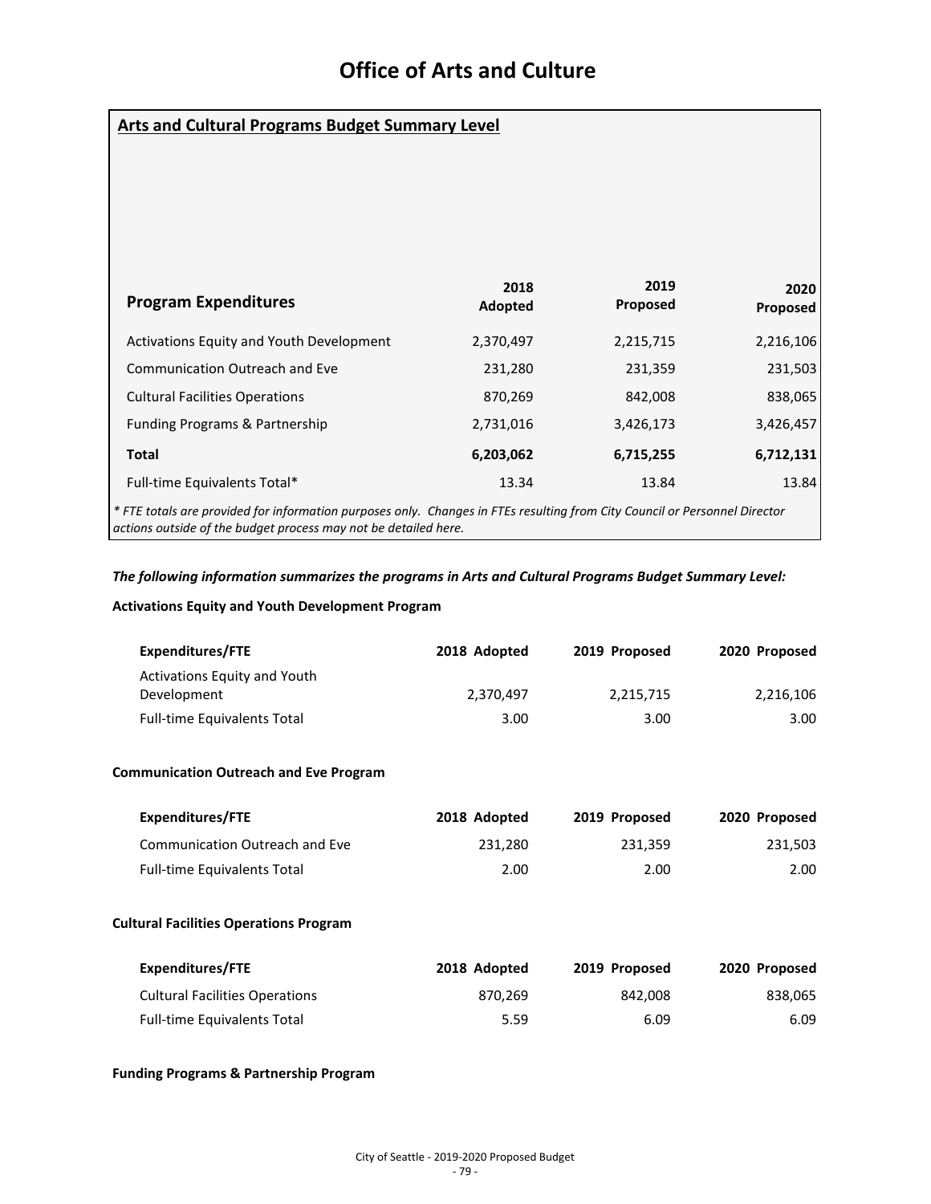# Office of Arts and Culture

## Arts and Cultural Programs Budget Summary Level

| Program Expenditures | 2018 Adopted | 2019 Proposed | 2020 Proposed |
|---|---|---|---|
| Activations Equity and Youth Development | 2,370,497 | 2,215,715 | 2,216,106 |
| Communication Outreach and Eve | 231,280 | 231,359 | 231,503 |
| Cultural Facilities Operations | 870,269 | 842,008 | 838,065 |
| Funding Programs & Partnership | 2,731,016 | 3,426,173 | 3,426,457 |
| **Total** | **6,203,062** | **6,715,255** | **6,712,131** |
| Full-time Equivalents Total* | 13.34 | 13.84 | 13.84 |

*\* FTE totals are provided for information purposes only. Changes in FTEs resulting from City Council or Personnel Director actions outside of the budget process may not be detailed here.*

***The following information summarizes the programs in Arts and Cultural Programs Budget Summary Level:***

**Activations Equity and Youth Development Program**

| Expenditures/FTE | 2018 Adopted | 2019 Proposed | 2020 Proposed |
|---|---|---|---|
| Activations Equity and Youth Development | 2,370,497 | 2,215,715 | 2,216,106 |
| Full-time Equivalents Total | 3.00 | 3.00 | 3.00 |

**Communication Outreach and Eve Program**

| Expenditures/FTE | 2018 Adopted | 2019 Proposed | 2020 Proposed |
|---|---|---|---|
| Communication Outreach and Eve | 231,280 | 231,359 | 231,503 |
| Full-time Equivalents Total | 2.00 | 2.00 | 2.00 |

**Cultural Facilities Operations Program**

| Expenditures/FTE | 2018 Adopted | 2019 Proposed | 2020 Proposed |
|---|---|---|---|
| Cultural Facilities Operations | 870,269 | 842,008 | 838,065 |
| Full-time Equivalents Total | 5.59 | 6.09 | 6.09 |

**Funding Programs & Partnership Program**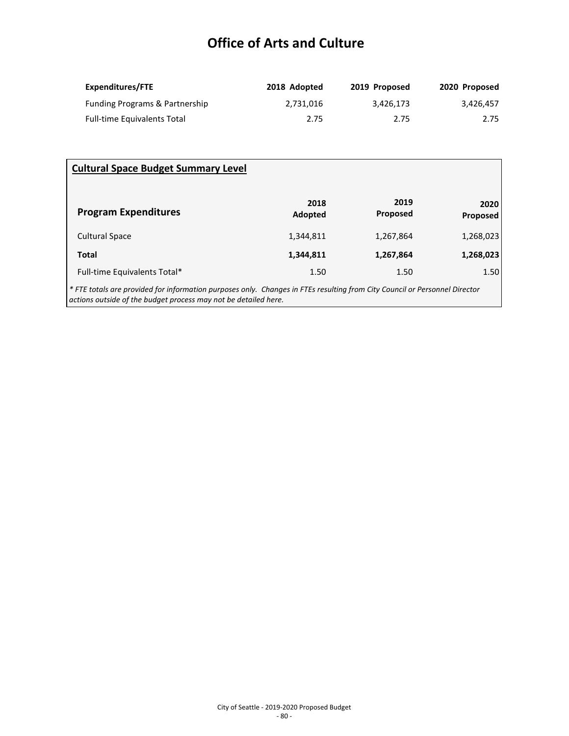# Office of Arts and Culture

| Expenditures/FTE | 2018 Adopted | 2019 Proposed | 2020 Proposed |
|---|---|---|---|
| Funding Programs & Partnership | 2,731,016 | 3,426,173 | 3,426,457 |
| Full-time Equivalents Total | 2.75 | 2.75 | 2.75 |

## Cultural Space Budget Summary Level

| Program Expenditures | 2018 Adopted | 2019 Proposed | 2020 Proposed |
|---|---|---|---|
| Cultural Space | 1,344,811 | 1,267,864 | 1,268,023 |
| **Total** | **1,344,811** | **1,267,864** | **1,268,023** |
| Full-time Equivalents Total* | 1.50 | 1.50 | 1.50 |

*\* FTE totals are provided for information purposes only. Changes in FTEs resulting from City Council or Personnel Director actions outside of the budget process may not be detailed here.*